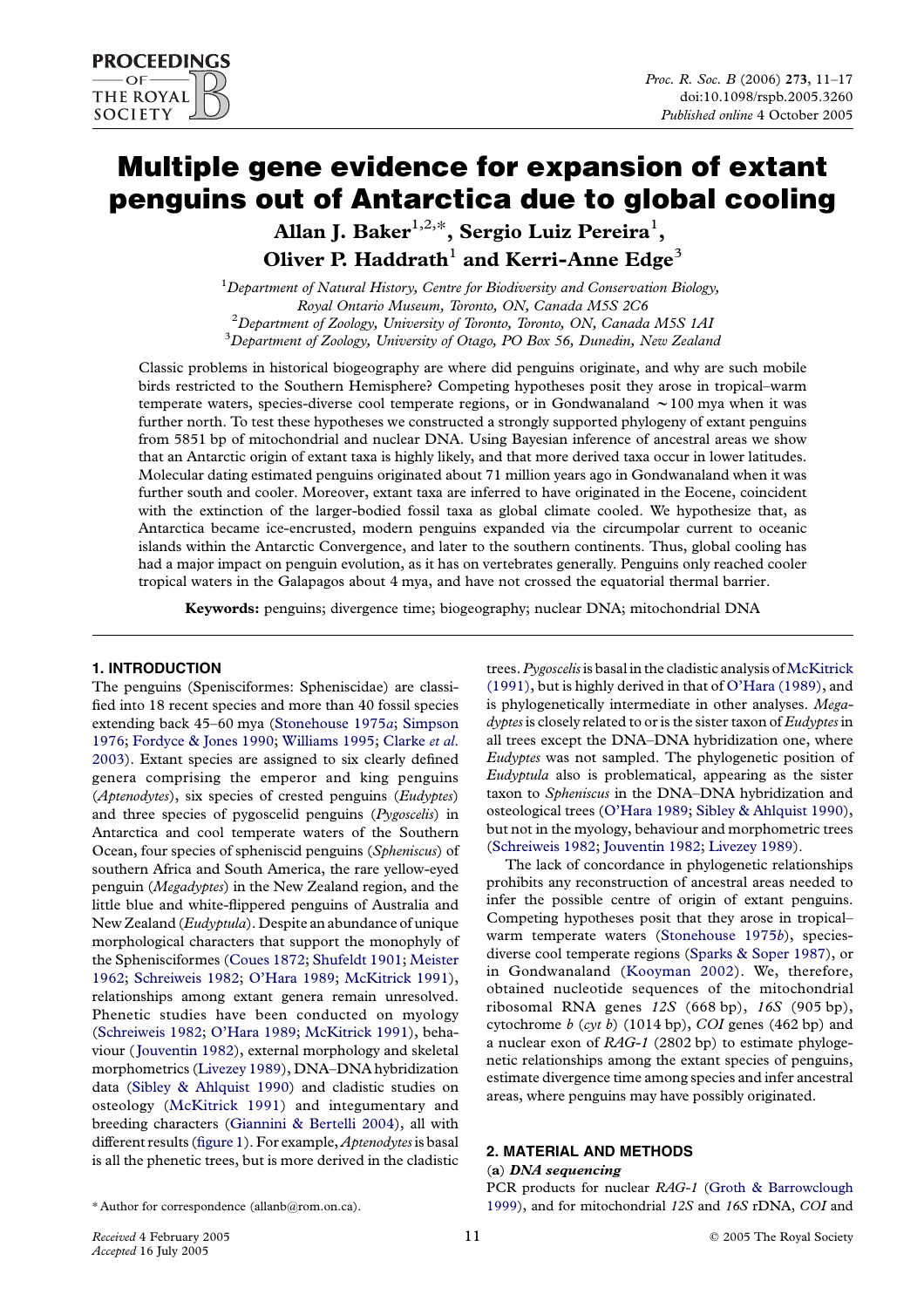# Multiple gene evidence for expansion of extant penguins out of Antarctica due to global cooling

**Allan J. Baker[1,2,*], Sergio Luiz Pereira[1], Oliver P. Haddrath[1] and Kerri-Anne Edge[3]**

[1]*Department of Natural History, Centre for Biodiversity and Conservation Biology, Royal Ontario Museum, Toronto, ON, Canada M5S 2C6*
[2]*Department of Zoology, University of Toronto, Toronto, ON, Canada M5S 1AI*
[3]*Department of Zoology, University of Otago, PO Box 56, Dunedin, New Zealand*

Classic problems in historical biogeography are where did penguins originate, and why are such mobile birds restricted to the Southern Hemisphere? Competing hypotheses posit they arose in tropical–warm temperate waters, species-diverse cool temperate regions, or in Gondwanaland ∼100 mya when it was further north. To test these hypotheses we constructed a strongly supported phylogeny of extant penguins from 5851 bp of mitochondrial and nuclear DNA. Using Bayesian inference of ancestral areas we show that an Antarctic origin of extant taxa is highly likely, and that more derived taxa occur in lower latitudes. Molecular dating estimated penguins originated about 71 million years ago in Gondwanaland when it was further south and cooler. Moreover, extant taxa are inferred to have originated in the Eocene, coincident with the extinction of the larger-bodied fossil taxa as global climate cooled. We hypothesize that, as Antarctica became ice-encrusted, modern penguins expanded via the circumpolar current to oceanic islands within the Antarctic Convergence, and later to the southern continents. Thus, global cooling has had a major impact on penguin evolution, as it has on vertebrates generally. Penguins only reached cooler tropical waters in the Galapagos about 4 mya, and have not crossed the equatorial thermal barrier.

**Keywords:** penguins; divergence time; biogeography; nuclear DNA; mitochondrial DNA

## 1. INTRODUCTION

The penguins (Sphenisciformes: Spheniscidae) are classified into 18 recent species and more than 40 fossil species extending back 45–60 mya (Stonehouse 1975*a*; Simpson 1976; Fordyce & Jones 1990; Williams 1995; Clarke *et al.* 2003). Extant species are assigned to six clearly defined genera comprising the emperor and king penguins (*Aptenodytes*), six species of crested penguins (*Eudyptes*) and three species of pygoscelid penguins (*Pygoscelis*) in Antarctica and cool temperate waters of the Southern Ocean, four species of spheniscid penguins (*Spheniscus*) of southern Africa and South America, the rare yellow-eyed penguin (*Megadyptes*) in the New Zealand region, and the little blue and white-flippered penguins of Australia and New Zealand (*Eudyptula*). Despite an abundance of unique morphological characters that support the monophyly of the Sphenisciformes (Coues 1872; Shufeldt 1901; Meister 1962; Schreiweis 1982; O'Hara 1989; McKitrick 1991), relationships among extant genera remain unresolved. Phenetic studies have been conducted on myology (Schreiweis 1982; O'Hara 1989; McKitrick 1991), behaviour (Jouventin 1982), external morphology and skeletal morphometrics (Livezey 1989), DNA–DNA hybridization data (Sibley & Ahlquist 1990) and cladistic studies on osteology (McKitrick 1991) and integumentary and breeding characters (Giannini & Bertelli 2004), all with different results (figure 1). For example, *Aptenodytes* is basal is all the phenetic trees, but is more derived in the cladistic trees. *Pygoscelis* is basal in the cladistic analysis of McKitrick (1991), but is highly derived in that of O'Hara (1989), and is phylogenetically intermediate in other analyses. *Megadyptes* is closely related to or is the sister taxon of *Eudyptes* in all trees except the DNA–DNA hybridization one, where *Eudyptes* was not sampled. The phylogenetic position of *Eudyptula* also is problematical, appearing as the sister taxon to *Spheniscus* in the DNA–DNA hybridization and osteological trees (O'Hara 1989; Sibley & Ahlquist 1990), but not in the myology, behaviour and morphometric trees (Schreiweis 1982; Jouventin 1982; Livezey 1989).

The lack of concordance in phylogenetic relationships prohibits any reconstruction of ancestral areas needed to infer the possible centre of origin of extant penguins. Competing hypotheses posit that they arose in tropical–warm temperate waters (Stonehouse 1975*b*), species-diverse cool temperate regions (Sparks & Soper 1987), or in Gondwanaland (Kooyman 2002). We, therefore, obtained nucleotide sequences of the mitochondrial ribosomal RNA genes *12S* (668 bp), *16S* (905 bp), cytochrome *b* (*cyt b*) (1014 bp), *COI* genes (462 bp) and a nuclear exon of *RAG-1* (2802 bp) to estimate phylogenetic relationships among the extant species of penguins, estimate divergence time among species and infer ancestral areas, where penguins may have possibly originated.

## 2. MATERIAL AND METHODS

### (a) *DNA sequencing*

PCR products for nuclear *RAG-1* (Groth & Barrowclough 1999), and for mitochondrial *12S* and *16S* rDNA, *COI* and

\* Author for correspondence (allanb@rom.on.ca).

Received 4 February 2005
Accepted 16 July 2005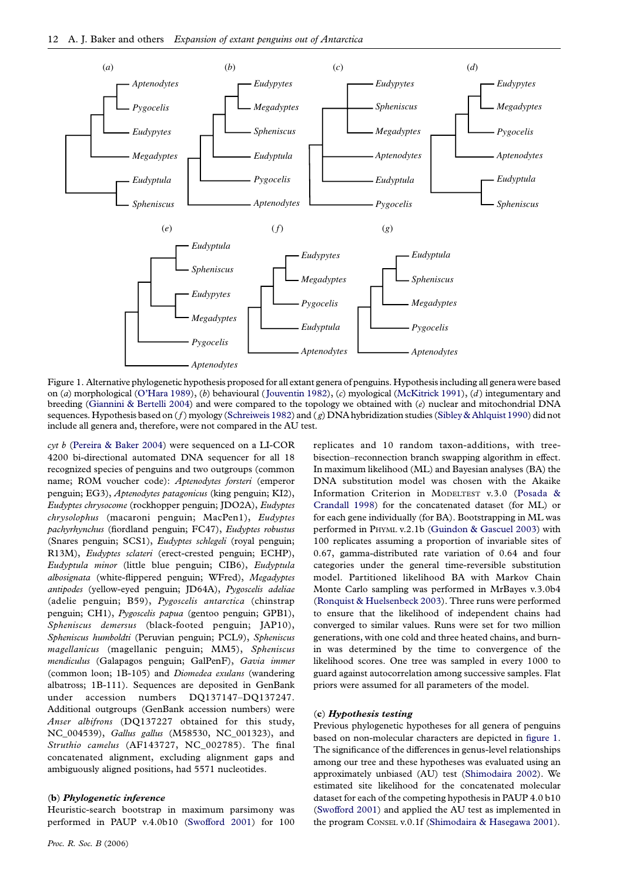(a)

Aptenodytes

Pygocelis

Eudypytes

Megadyptes

Eudyptula

Spheniscus

(b)

Eudypytes

Megadyptes

Spheniscus

Eudyptula

Pygocelis

Aptenodytes

(c)

Eudypytes

Spheniscus

Megadyptes

Aptenodytes

Eudyptula

Pygocelis

(d)

Eudypytes

Megadyptes

Pygocelis

Aptenodytes

Eudyptula

Spheniscus

(e)

Eudyptula

Spheniscus

Eudypytes

Megadyptes

Pygocelis

Aptenodytes

(f)

Eudypytes

Megadyptes

Pygocelis

Eudyptula

Aptenodytes

(g)

Eudyptula

Spheniscus

Megadyptes

Pygocelis

Aptenodytes

Figure 1. Alternative phylogenetic hypothesis proposed for all extant genera of penguins. Hypothesis including all genera were based on (*a*) morphological (O'Hara 1989), (*b*) behavioural (Jouventin 1982), (*c*) myological (McKitrick 1991), (*d*) integumentary and breeding (Giannini & Bertelli 2004) and were compared to the topology we obtained with (*e*) nuclear and mitochondrial DNA sequences. Hypothesis based on (*f*) myology (Schreiweis 1982) and (*g*) DNA hybridization studies (Sibley & Ahlquist 1990) did not include all genera and, therefore, were not compared in the AU test.

*cyt b* (Pereira & Baker 2004) were sequenced on a LI-COR 4200 bi-directional automated DNA sequencer for all 18 recognized species of penguins and two outgroups (common name; ROM voucher code): *Aptenodytes forsteri* (emperor penguin; EG3), *Aptenodytes patagonicus* (king penguin; KI2), *Eudyptes chrysocome* (rockhopper penguin; JDO2A), *Eudyptes chrysolophus* (macaroni penguin; MacPen1), *Eudyptes pachyrhynchus* (fiordland penguin; FC47), *Eudyptes robustus* (Snares penguin; SCS1), *Eudyptes schlegeli* (royal penguin; R13M), *Eudyptes sclateri* (erect-crested penguin; ECHP), *Eudyptula minor* (little blue penguin; CIB6), *Eudyptula albosignata* (white-flippered penguin; WFred), *Megadyptes antipodes* (yellow-eyed penguin; JD64A), *Pygoscelis adeliae* (adelie penguin; B59), *Pygoscelis antarctica* (chinstrap penguin; CH1), *Pygoscelis papua* (gentoo penguin; GPB1), *Spheniscus demersus* (black-footed penguin; JAP10), *Spheniscus humboldti* (Peruvian penguin; PCL9), *Spheniscus magellanicus* (magellanic penguin; MM5), *Spheniscus mendiculus* (Galapagos penguin; GalPenF), *Gavia immer* (common loon; 1B-105) and *Diomedea exulans* (wandering albatross; 1B-111). Sequences are deposited in GenBank under accession numbers DQ137147–DQ137247. Additional outgroups (GenBank accession numbers) were *Anser albifrons* (DQ137227 obtained for this study, NC_004539), *Gallus gallus* (M58530, NC_001323), and *Struthio camelus* (AF143727, NC_002785). The final concatenated alignment, excluding alignment gaps and ambiguously aligned positions, had 5571 nucleotides.

### (b) *Phylogenetic inference*

Heuristic-search bootstrap in maximum parsimony was performed in PAUP v.4.0b10 (Swofford 2001) for 100 replicates and 10 random taxon-additions, with tree-bisection–reconnection branch swapping algorithm in effect. In maximum likelihood (ML) and Bayesian analyses (BA) the DNA substitution model was chosen with the Akaike Information Criterion in MODELTEST v.3.0 (Posada & Crandall 1998) for the concatenated dataset (for ML) or for each gene individually (for BA). Bootstrapping in ML was performed in PHYML v.2.1b (Guindon & Gascuel 2003) with 100 replicates assuming a proportion of invariable sites of 0.67, gamma-distributed rate variation of 0.64 and four categories under the general time-reversible substitution model. Partitioned likelihood BA with Markov Chain Monte Carlo sampling was performed in MrBayes v.3.0b4 (Ronquist & Huelsenbeck 2003). Three runs were performed to ensure that the likelihood of independent chains had converged to similar values. Runs were set for two million generations, with one cold and three heated chains, and burn-in was determined by the time to convergence of the likelihood scores. One tree was sampled in every 1000 to guard against autocorrelation among successive samples. Flat priors were assumed for all parameters of the model.

### (c) *Hypothesis testing*

Previous phylogenetic hypotheses for all genera of penguins based on non-molecular characters are depicted in figure 1. The significance of the differences in genus-level relationships among our tree and these hypotheses was evaluated using an approximately unbiased (AU) test (Shimodaira 2002). We estimated site likelihood for the concatenated molecular dataset for each of the competing hypothesis in PAUP 4.0 b10 (Swofford 2001) and applied the AU test as implemented in the program CONSEL v.0.1f (Shimodaira & Hasegawa 2001).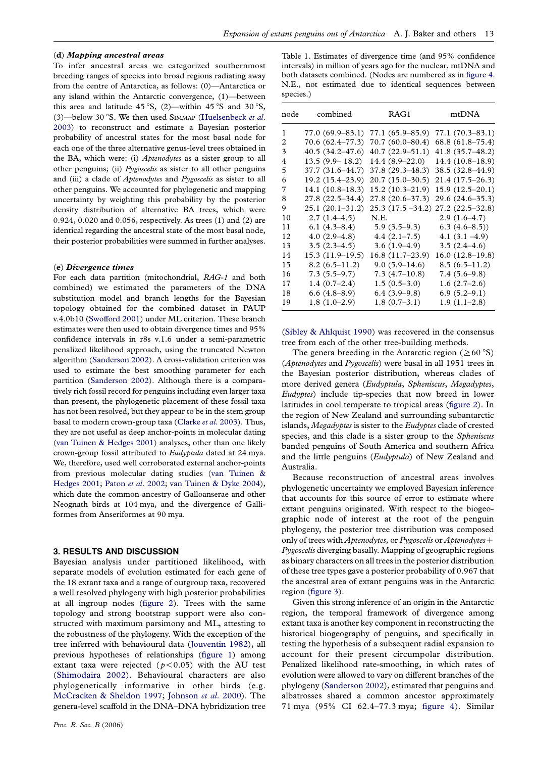### (d) *Mapping ancestral areas*

To infer ancestral areas we categorized southernmost breeding ranges of species into broad regions radiating away from the centre of Antarctica, as follows: (0)—Antarctica or any island within the Antarctic convergence, (1)—between this area and latitude 45 °S, (2)—within 45 °S and 30 °S, (3)—below 30 °S. We then used SIMMAP (Huelsenbeck *et al*. 2003) to reconstruct and estimate a Bayesian posterior probability of ancestral states for the most basal node for each one of the three alternative genus-level trees obtained in the BA, which were: (i) *Aptenodytes* as a sister group to all other penguins; (ii) *Pygoscelis* as sister to all other penguins and (iii) a clade of *Aptenodytes* and *Pygoscelis* as sister to all other penguins. We accounted for phylogenetic and mapping uncertainty by weighting this probability by the posterior density distribution of alternative BA trees, which were 0.924, 0.020 and 0.056, respectively. As trees (1) and (2) are identical regarding the ancestral state of the most basal node, their posterior probabilities were summed in further analyses.

### (e) *Divergence times*

For each data partition (mitochondrial, *RAG-1* and both combined) we estimated the parameters of the DNA substitution model and branch lengths for the Bayesian topology obtained for the combined dataset in PAUP v.4.0b10 (Swofford 2001) under ML criterion. These branch estimates were then used to obtain divergence times and 95% confidence intervals in r8s v.1.6 under a semi-parametric penalized likelihood approach, using the truncated Newton algorithm (Sanderson 2002). A cross-validation criterion was used to estimate the best smoothing parameter for each partition (Sanderson 2002). Although there is a comparatively rich fossil record for penguins including even larger taxa than present, the phylogenetic placement of these fossil taxa has not been resolved, but they appear to be in the stem group basal to modern crown-group taxa (Clarke *et al*. 2003). Thus, they are not useful as deep anchor-points in molecular dating (van Tuinen & Hedges 2001) analyses, other than one likely crown-group fossil attributed to *Eudyptula* dated at 24 mya. We, therefore, used well corroborated external anchor-points from previous molecular dating studies (van Tuinen & Hedges 2001; Paton *et al*. 2002; van Tuinen & Dyke 2004), which date the common ancestry of Galloanserae and other Neognath birds at 104 mya, and the divergence of Galliformes from Anseriformes at 90 mya.

## 3. RESULTS AND DISCUSSION

Bayesian analysis under partitioned likelihood, with separate models of evolution estimated for each gene of the 18 extant taxa and a range of outgroup taxa, recovered a well resolved phylogeny with high posterior probabilities at all ingroup nodes (figure 2). Trees with the same topology and strong bootstrap support were also constructed with maximum parsimony and ML, attesting to the robustness of the phylogeny. With the exception of the tree inferred with behavioural data (Jouventin 1982), all previous hypotheses of relationships (figure 1) among extant taxa were rejected ($p<0.05$) with the AU test (Shimodaira 2002). Behavioural characters are also phylogenetically informative in other birds (e.g. McCracken & Sheldon 1997; Johnson *et al*. 2000). The genera-level scaffold in the DNA–DNA hybridization tree

Table 1. Estimates of divergence time (and 95% confidence intervals) in million of years ago for the nuclear, mtDNA and both datasets combined. (Nodes are numbered as in figure 4. N.E., not estimated due to identical sequences between species.)

| node | combined | RAG1 | mtDNA |
|---|---|---|---|
| 1 | 77.0 (69.9–83.1) | 77.1 (65.9–85.9) | 77.1 (70.3–83.1) |
| 2 | 70.6 (62.4–77.3) | 70.7 (60.0–80.4) | 68.8 (61.8–75.4) |
| 3 | 40.5 (34.2–47.6) | 40.7 (22.9–51.1) | 41.8 (35.7–48.2) |
| 4 | 13.5 (9.9– 18.2) | 14.4 (8.9–22.0) | 14.4 (10.8–18.9) |
| 5 | 37.7 (31.6–44.7) | 37.8 (29.3–48.3) | 38.5 (32.8–44.9) |
| 6 | 19.2 (15.4–23.9) | 20.7 (15.0–30.5) | 21.4 (17.5–26.3) |
| 7 | 14.1 (10.8–18.3) | 15.2 (10.3–21.9) | 15.9 (12.5–20.1) |
| 8 | 27.8 (22.5–34.4) | 27.8 (20.6–37.3) | 29.6 (24.6–35.3) |
| 9 | 25.1 (20.1–31.2) | 25.3 (17.5 –34.2) | 27.2 (22.5–32.8) |
| 10 | 2.7 (1.4–4.5) | N.E. | 2.9 (1.6–4.7) |
| 11 | 6.1 (4.3–8.4) | 5.9 (3.5–9.3) | 6.3 (4.6–8.5)) |
| 12 | 4.0 (2.9–4.8) | 4.4 (2.1–7.5) | 4.1 (3.1 –4.9) |
| 13 | 3.5 (2.3–4.5) | 3.6 (1.9–4.9) | 3.5 (2.4–4.6) |
| 14 | 15.3 (11.9–19.5) | 16.8 (11.7–23.9) | 16.0 (12.8–19.8) |
| 15 | 8.2 (6.5–11.2) | 9.0 (5.9–14.6) | 8.5 (6.5–11.2) |
| 16 | 7.3 (5.5–9.7) | 7.3 (4.7–10.8) | 7.4 (5.6–9.8) |
| 17 | 1.4 (0.7–2.4) | 1.5 (0.5–3.0) | 1.6 (2.7–2.6) |
| 18 | 6.6 (4.8–8.9) | 6.4 (3.9–9.8) | 6.9 (5.2–9.1) |
| 19 | 1.8 (1.0–2.9) | 1.8 (0.7–3.1) | 1.9 (1.1–2.8) |

(Sibley & Ahlquist 1990) was recovered in the consensus tree from each of the other tree-building methods.

The genera breeding in the Antarctic region (≥60 °S) (*Aptenodytes* and *Pygoscelis*) were basal in all 1951 trees in the Bayesian posterior distribution, whereas clades of more derived genera (*Eudyptula*, *Spheniscus*, *Megadyptes*, *Eudyptes*) include tip-species that now breed in lower latitudes in cool temperate to tropical areas (figure 2). In the region of New Zealand and surrounding subantarctic islands, *Megadyptes* is sister to the *Eudyptes* clade of crested species, and this clade is a sister group to the *Spheniscus* banded penguins of South America and southern Africa and the little penguins (*Eudyptula*) of New Zealand and Australia.

Because reconstruction of ancestral areas involves phylogenetic uncertainty we employed Bayesian inference that accounts for this source of error to estimate where extant penguins originated. With respect to the biogeographic node of interest at the root of the penguin phylogeny, the posterior tree distribution was composed only of trees with *Aptenodytes*, or *Pygoscelis* or *Aptenodytes*+*Pygoscelis* diverging basally. Mapping of geographic regions as binary characters on all trees in the posterior distribution of these tree types gave a posterior probability of 0.967 that the ancestral area of extant penguins was in the Antarctic region (figure 3).

Given this strong inference of an origin in the Antarctic region, the temporal framework of divergence among extant taxa is another key component in reconstructing the historical biogeography of penguins, and specifically in testing the hypothesis of a subsequent radial expansion to account for their present circumpolar distribution. Penalized likelihood rate-smoothing, in which rates of evolution were allowed to vary on different branches of the phylogeny (Sanderson 2002), estimated that penguins and albatrosses shared a common ancestor approximately 71 mya (95% CI 62.4–77.3 mya; figure 4). Similar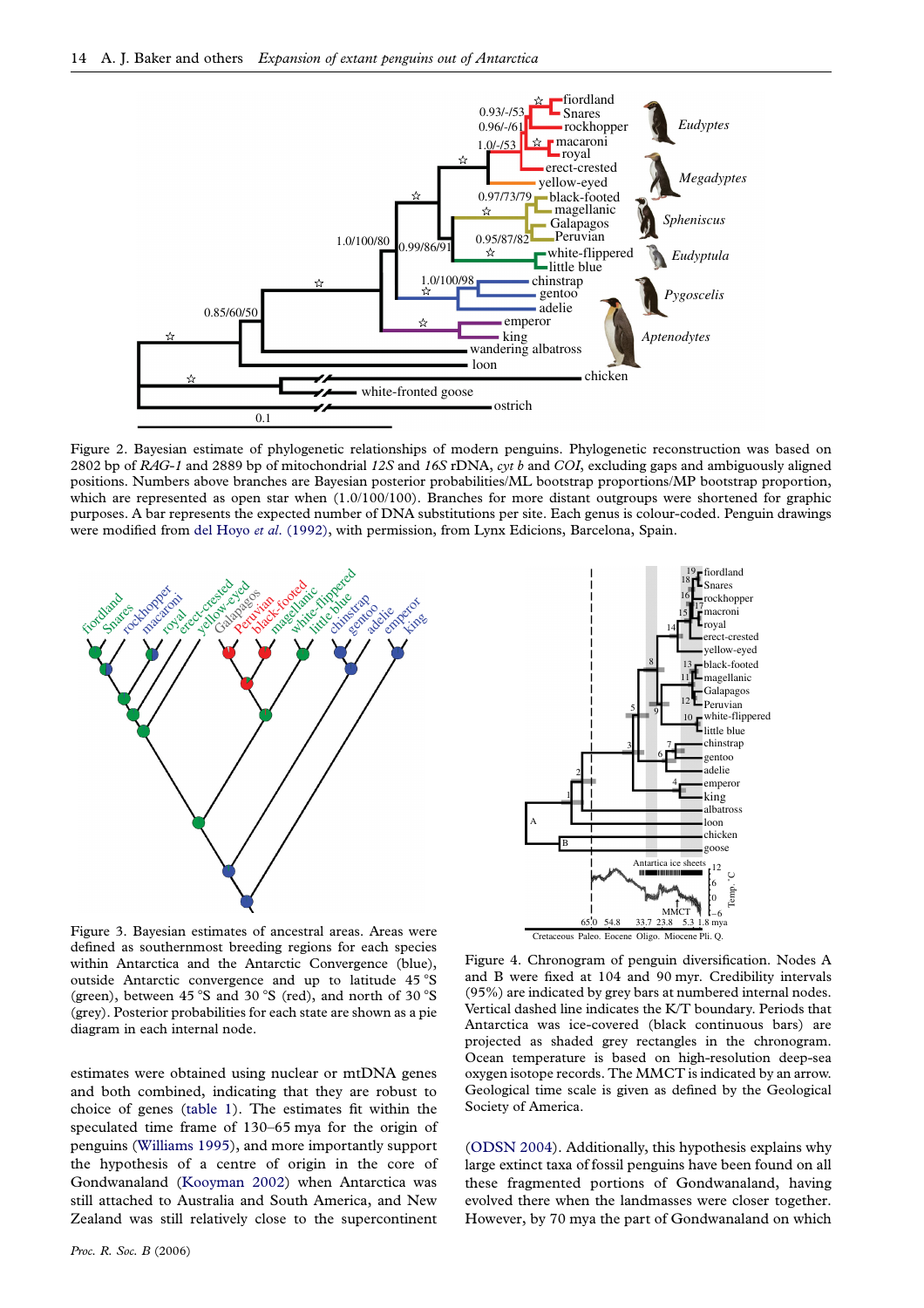fiordland
Snares
rockhopper
macaroni
royal
erect-crested
yellow-eyed
black-footed
magellanic
Galapagos
Peruvian
white-flippered
little blue
chinstrap
gentoo
adelie
emperor
king
wandering albatross
loon
chicken
white-fronted goose
ostrich
0.93/-/53
0.96/-/61
1.0/-/53
0.97/73/79
0.95/87/82
1.0/100/80
0.99/86/91
1.0/100/98
0.85/60/50
0.1
*Eudyptes*
*Megadyptes*
*Spheniscus*
*Eudyptula*
*Pygoscelis*
*Aptenodytes*

Figure 2. Bayesian estimate of phylogenetic relationships of modern penguins. Phylogenetic reconstruction was based on 2802 bp of *RAG-1* and 2889 bp of mitochondrial *12S* and *16S* rDNA, *cyt b* and *COI*, excluding gaps and ambiguously aligned positions. Numbers above branches are Bayesian posterior probabilities/ML bootstrap proportions/MP bootstrap proportion, which are represented as open star when (1.0/100/100). Branches for more distant outgroups were shortened for graphic purposes. A bar represents the expected number of DNA substitutions per site. Each genus is colour-coded. Penguin drawings were modified from del Hoyo *et al.* (1992), with permission, from Lynx Edicions, Barcelona, Spain.

fiordland
Snares
rockhopper
macaroni
royal
erect-crested
yellow-eyed
Galapagos
Peruvian
black-footed
magellanic
white-flippered
little blue
chinstrap
gentoo
adelie
emperor
king

Figure 3. Bayesian estimates of ancestral areas. Areas were defined as southernmost breeding regions for each species within Antarctica and the Antarctic Convergence (blue), outside Antarctic convergence and up to latitude 45 °S (green), between 45 °S and 30 °S (red), and north of 30 °S (grey). Posterior probabilities for each state are shown as a pie diagram in each internal node.

fiordland
Snares
rockhopper
macaroni
royal
erect-crested
yellow-eyed
black-footed
magellanic
Galapagos
Peruvian
white-flippered
little blue
chinstrap
gentoo
adelie
emperor
king
albatross
loon
chicken
goose
A
B
1 2 3 4 5 6 7 8 9 10 11 12 13 14 15 16 17 18 19
Antartica ice sheets
12
6
0
−6
Temp. °C
MMCT
65.0 54.8 33.7 23.8 5.3 1.8 mya
Cretaceous Paleo. Eocene Oligo. Miocene Pli. Q.

Figure 4. Chronogram of penguin diversification. Nodes A and B were fixed at 104 and 90 myr. Credibility intervals (95%) are indicated by grey bars at numbered internal nodes. Vertical dashed line indicates the K/T boundary. Periods that Antarctica was ice-covered (black continuous bars) are projected as shaded grey rectangles in the chronogram. Ocean temperature is based on high-resolution deep-sea oxygen isotope records. The MMCT is indicated by an arrow. Geological time scale is given as defined by the Geological Society of America.

estimates were obtained using nuclear or mtDNA genes and both combined, indicating that they are robust to choice of genes (table 1). The estimates fit within the speculated time frame of 130–65 mya for the origin of penguins (Williams 1995), and more importantly support the hypothesis of a centre of origin in the core of Gondwanaland (Kooyman 2002) when Antarctica was still attached to Australia and South America, and New Zealand was still relatively close to the supercontinent (ODSN 2004). Additionally, this hypothesis explains why large extinct taxa of fossil penguins have been found on all these fragmented portions of Gondwanaland, having evolved there when the landmasses were closer together. However, by 70 mya the part of Gondwanaland on which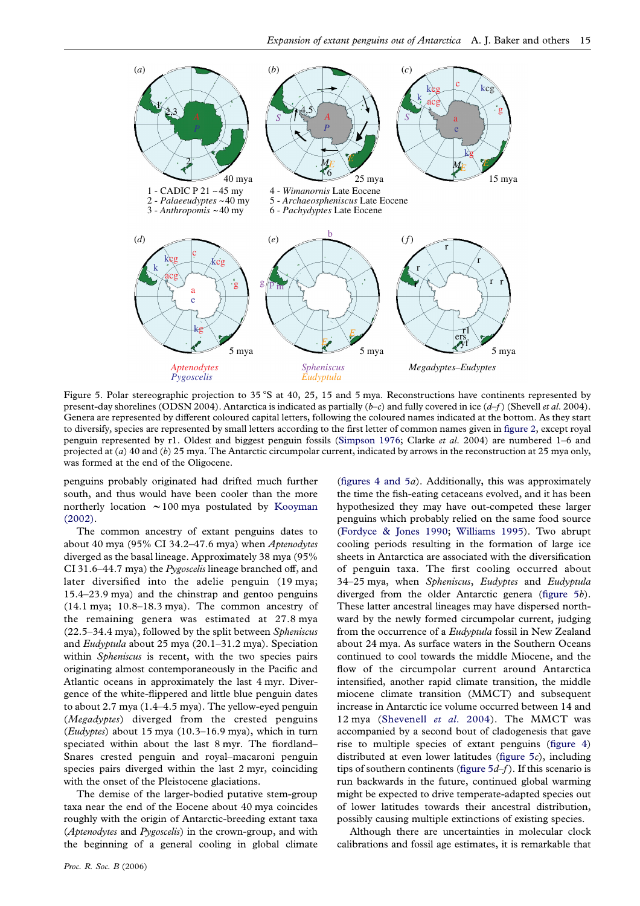(a) (b) (c)

40 mya 25 mya 15 mya

1 - CADIC P 21 ~45 my
2 - *Palaeeudyptes* ~40 my
3 - *Anthropornis* ~40 my

4 - *Wimanornis* Late Eocene
5 - *Archaeospheniscus* Late Eocene
6 - *Pachydyptes* Late Eocene

(d) (e) (f)

5 mya 5 mya 5 mya

*Aptenodytes*
*Pygoscelis*

*Spheniscus*
*Eudyptula*

*Megadyptes–Eudyptes*

Figure 5. Polar stereographic projection to 35 °S at 40, 25, 15 and 5 mya. Reconstructions have continents represented by present-day shorelines (ODSN 2004). Antarctica is indicated as partially (*b–c*) and fully covered in ice (*d–f*) (Shevell *et al.* 2004). Genera are represented by different coloured capital letters, following the coloured names indicated at the bottom. As they start to diversify, species are represented by small letters according to the first letter of common names given in figure 2, except royal penguin represented by r1. Oldest and biggest penguin fossils (Simpson 1976; Clarke *et al.* 2004) are numbered 1–6 and projected at (*a*) 40 and (*b*) 25 mya. The Antarctic circumpolar current, indicated by arrows in the reconstruction at 25 mya only, was formed at the end of the Oligocene.

penguins probably originated had drifted much further south, and thus would have been cooler than the more northerly location ~100 mya postulated by Kooyman (2002).

The common ancestry of extant penguins dates to about 40 mya (95% CI 34.2–47.6 mya) when *Aptenodytes* diverged as the basal lineage. Approximately 38 mya (95% CI 31.6–44.7 mya) the *Pygoscelis* lineage branched off, and later diversified into the adelie penguin (19 mya; 15.4–23.9 mya) and the chinstrap and gentoo penguins (14.1 mya; 10.8–18.3 mya). The common ancestry of the remaining genera was estimated at 27.8 mya (22.5–34.4 mya), followed by the split between *Spheniscus* and *Eudyptula* about 25 mya (20.1–31.2 mya). Speciation within *Spheniscus* is recent, with the two species pairs originating almost contemporaneously in the Pacific and Atlantic oceans in approximately the last 4 myr. Divergence of the white-flippered and little blue penguin dates to about 2.7 mya (1.4–4.5 mya). The yellow-eyed penguin (*Megadyptes*) diverged from the crested penguins (*Eudyptes*) about 15 mya (10.3–16.9 mya), which in turn speciated within about the last 8 myr. The fiordland–Snares crested penguin and royal–macaroni penguin species pairs diverged within the last 2 myr, coinciding with the onset of the Pleistocene glaciations.

The demise of the larger-bodied putative stem-group taxa near the end of the Eocene about 40 mya coincides roughly with the origin of Antarctic-breeding extant taxa (*Aptenodytes* and *Pygoscelis*) in the crown-group, and with the beginning of a general cooling in global climate (figures 4 and 5*a*). Additionally, this was approximately the time the fish-eating cetaceans evolved, and it has been hypothesized they may have out-competed these larger penguins which probably relied on the same food source (Fordyce & Jones 1990; Williams 1995). Two abrupt cooling periods resulting in the formation of large ice sheets in Antarctica are associated with the diversification of penguin taxa. The first cooling occurred about 34–25 mya, when *Spheniscus*, *Eudyptes* and *Eudyptula* diverged from the older Antarctic genera (figure 5*b*). These latter ancestral lineages may have dispersed northward by the newly formed circumpolar current, judging from the occurrence of a *Eudyptula* fossil in New Zealand about 24 mya. As surface waters in the Southern Oceans continued to cool towards the middle Miocene, and the flow of the circumpolar current around Antarctica intensified, another rapid climate transition, the middle miocene climate transition (MMCT) and subsequent increase in Antarctic ice volume occurred between 14 and 12 mya (Shevenell *et al.* 2004). The MMCT was accompanied by a second bout of cladogenesis that gave rise to multiple species of extant penguins (figure 4) distributed at even lower latitudes (figure 5*c*), including tips of southern continents (figure 5*d–f*). If this scenario is run backwards in the future, continued global warming might be expected to drive temperate-adapted species out of lower latitudes towards their ancestral distribution, possibly causing multiple extinctions of existing species.

Although there are uncertainties in molecular clock calibrations and fossil age estimates, it is remarkable that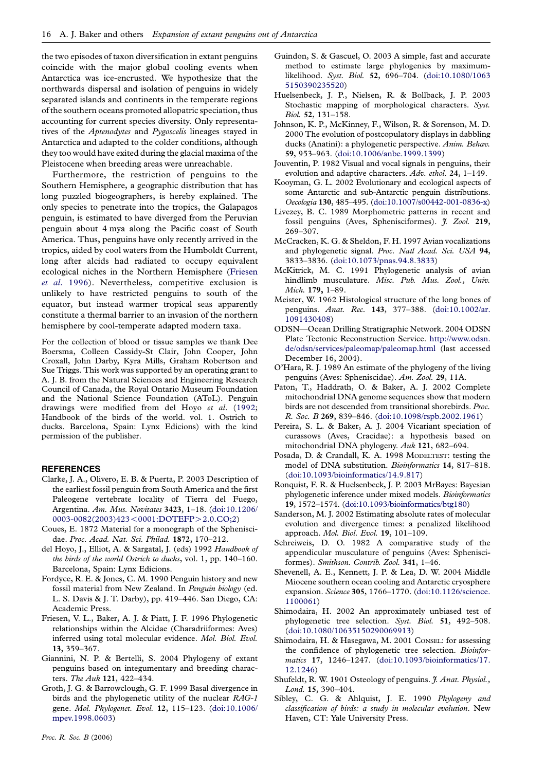the two episodes of taxon diversification in extant penguins coincide with the major global cooling events when Antarctica was ice-encrusted. We hypothesize that the northwards dispersal and isolation of penguins in widely separated islands and continents in the temperate regions of the southern oceans promoted allopatric speciation, thus accounting for current species diversity. Only representatives of the *Aptenodytes* and *Pygoscelis* lineages stayed in Antarctica and adapted to the colder conditions, although they too would have exited during the glacial maxima of the Pleistocene when breeding areas were unreachable.

Furthermore, the restriction of penguins to the Southern Hemisphere, a geographic distribution that has long puzzled biogeographers, is hereby explained. The only species to penetrate into the tropics, the Galapagos penguin, is estimated to have diverged from the Peruvian penguin about 4 mya along the Pacific coast of South America. Thus, penguins have only recently arrived in the tropics, aided by cool waters from the Humboldt Current, long after alcids had radiated to occupy equivalent ecological niches in the Northern Hemisphere (Friesen *et al*. 1996). Nevertheless, competitive exclusion is unlikely to have restricted penguins to south of the equator, but instead warmer tropical seas apparently constitute a thermal barrier to an invasion of the northern hemisphere by cool-temperate adapted modern taxa.

For the collection of blood or tissue samples we thank Dee Boersma, Colleen Cassidy-St Clair, John Cooper, John Croxall, John Darby, Kyra Mills, Graham Robertson and Sue Triggs. This work was supported by an operating grant to A. J. B. from the Natural Sciences and Engineering Research Council of Canada, the Royal Ontario Museum Foundation and the National Science Foundation (AToL). Penguin drawings were modified from del Hoyo *et al*. (1992; Handbook of the birds of the world. vol. 1. Ostrich to ducks. Barcelona, Spain: Lynx Edicions) with the kind permission of the publisher.

## REFERENCES

Clarke, J. A., Olivero, E. B. & Puerta, P. 2003 Description of the earliest fossil penguin from South America and the first Paleogene vertebrate locality of Tierra del Fuego, Argentina. *Am. Mus. Novitates* **3423**, 1–18. (doi:10.1206/0003-0082(2003)423<0001:DOTEFP>2.0.CO;2)

Coues, E. 1872 Material for a monograph of the Spheniscidae. *Proc. Acad. Nat. Sci. Philad.* **1872**, 170–212.

del Hoyo, J., Elliot, A. & Sargatal, J. (eds) 1992 *Handbook of the birds of the world Ostrich to ducks*, vol. 1, pp. 140–160. Barcelona, Spain: Lynx Edicions.

Fordyce, R. E. & Jones, C. M. 1990 Penguin history and new fossil material from New Zealand. In *Penguin biology* (ed. L. S. Davis & J. T. Darby), pp. 419–446. San Diego, CA: Academic Press.

Friesen, V. L., Baker, A. J. & Piatt, J. F. 1996 Phylogenetic relationships within the Alcidae (Charadriiformes: Aves) inferred using total molecular evidence. *Mol. Biol. Evol.* **13**, 359–367.

Giannini, N. P. & Bertelli, S. 2004 Phylogeny of extant penguins based on integumentary and breeding characters. *The Auk* **121**, 422–434.

Groth, J. G. & Barrowclough, G. F. 1999 Basal divergence in birds and the phylogenetic utility of the nuclear *RAG-1* gene. *Mol. Phylogenet. Evol.* **12**, 115–123. (doi:10.1006/mpev.1998.0603)

Guindon, S. & Gascuel, O. 2003 A simple, fast and accurate method to estimate large phylogenies by maximum-likelihood. *Syst. Biol.* **52**, 696–704. (doi:10.1080/10635150390235520)

Huelsenbeck, J. P., Nielsen, R. & Bollback, J. P. 2003 Stochastic mapping of morphological characters. *Syst. Biol.* **52**, 131–158.

Johnson, K. P., McKinney, F., Wilson, R. & Sorenson, M. D. 2000 The evolution of postcopulatory displays in dabbling ducks (Anatini): a phylogenetic perspective. *Anim. Behav.* **59**, 953–963. (doi:10.1006/anbe.1999.1399)

Jouventin, P. 1982 Visual and vocal signals in penguins, their evolution and adaptive characters. *Adv. ethol.* **24**, 1–149.

Kooyman, G. L. 2002 Evolutionary and ecological aspects of some Antarctic and sub-Antarctic penguin distributions. *Oecologia* **130**, 485–495. (doi:10.1007/s00442-001-0836-x)

Livezey, B. C. 1989 Morphometric patterns in recent and fossil penguins (Aves, Sphenisciformes). *J. Zool.* **219**, 269–307.

McCracken, K. G. & Sheldon, F. H. 1997 Avian vocalizations and phylogenetic signal. *Proc. Natl Acad. Sci. USA* **94**, 3833–3836. (doi:10.1073/pnas.94.8.3833)

McKitrick, M. C. 1991 Phylogenetic analysis of avian hindlimb musculature. *Misc. Pub. Mus. Zool., Univ. Mich.* **179**, 1–89.

Meister, W. 1962 Histological structure of the long bones of penguins. *Anat. Rec.* **143**, 377–388. (doi:10.1002/ar.1091430408)

ODSN—Ocean Drilling Stratigraphic Network. 2004 ODSN Plate Tectonic Reconstruction Service. http://www.odsn.de/odsn/services/paleomap/paleomap.html (last accessed December 16, 2004).

O'Hara, R. J. 1989 An estimate of the phylogeny of the living penguins (Aves: Spheniscidae). *Am. Zool.* **29**, 11A.

Paton, T., Haddrath, O. & Baker, A. J. 2002 Complete mitochondrial DNA genome sequences show that modern birds are not descended from transitional shorebirds. *Proc. R. Soc. B* **269**, 839–846. (doi:10.1098/rspb.2002.1961)

Pereira, S. L. & Baker, A. J. 2004 Vicariant speciation of curassows (Aves, Cracidae): a hypothesis based on mitochondrial DNA phylogeny. *Auk* **121**, 682–694.

Posada, D. & Crandall, K. A. 1998 MODELTEST: testing the model of DNA substitution. *Bioinformatics* **14**, 817–818. (doi:10.1093/bioinformatics/14.9.817)

Ronquist, F. R. & Huelsenbeck, J. P. 2003 MrBayes: Bayesian phylogenetic inference under mixed models. *Bioinformatics* **19**, 1572–1574. (doi:10.1093/bioinformatics/btg180)

Sanderson, M. J. 2002 Estimating absolute rates of molecular evolution and divergence times: a penalized likelihood approach. *Mol. Biol. Evol.* **19**, 101–109.

Schreiweis, D. O. 1982 A comparative study of the appendicular musculature of penguins (Aves: Sphenisciformes). *Smithson. Contrib. Zool.* **341**, 1–46.

Shevenell, A. E., Kennett, J. P. & Lea, D. W. 2004 Middle Miocene southern ocean cooling and Antarctic cryosphere expansion. *Science* **305**, 1766–1770. (doi:10.1126/science.1100061)

Shimodaira, H. 2002 An approximately unbiased test of phylogenetic tree selection. *Syst. Biol.* **51**, 492–508. (doi:10.1080/10635150290069913)

Shimodaira, H. & Hasegawa, M. 2001 CONSEL: for assessing the confidence of phylogenetic tree selection. *Bioinformatics* **17**, 1246–1247. (doi:10.1093/bioinformatics/17.12.1246)

Shufeldt, R. W. 1901 Osteology of penguins. *J. Anat. Physiol., Lond.* **15**, 390–404.

Sibley, C. G. & Ahlquist, J. E. 1990 *Phylogeny and classification of birds: a study in molecular evolution*. New Haven, CT: Yale University Press.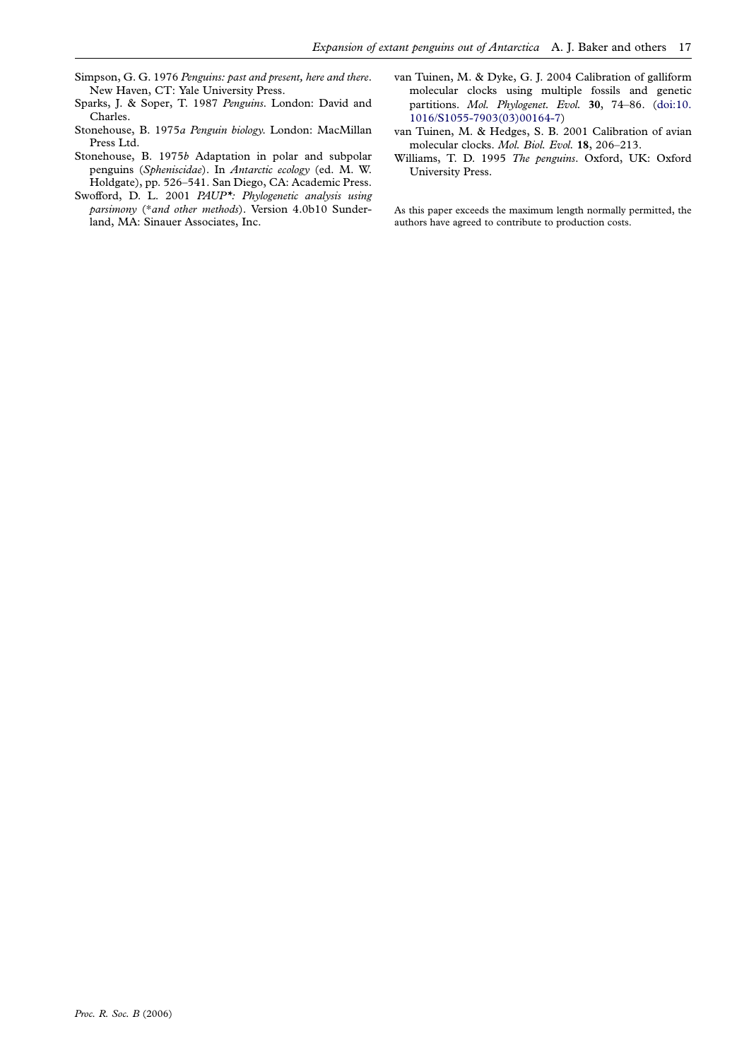Simpson, G. G. 1976 *Penguins: past and present, here and there*. New Haven, CT: Yale University Press.

Sparks, J. & Soper, T. 1987 *Penguins*. London: David and Charles.

Stonehouse, B. 1975*a* *Penguin biology*. London: MacMillan Press Ltd.

Stonehouse, B. 1975*b* Adaptation in polar and subpolar penguins (*Spheniscidae*). In *Antarctic ecology* (ed. M. W. Holdgate), pp. 526–541. San Diego, CA: Academic Press.

Swofford, D. L. 2001 *PAUP\*: Phylogenetic analysis using parsimony* (*\*and other methods*). Version 4.0b10 Sunderland, MA: Sinauer Associates, Inc.

van Tuinen, M. & Dyke, G. J. 2004 Calibration of galliform molecular clocks using multiple fossils and genetic partitions. *Mol. Phylogenet. Evol.* **30**, 74–86. (doi:10.1016/S1055-7903(03)00164-7)

van Tuinen, M. & Hedges, S. B. 2001 Calibration of avian molecular clocks. *Mol. Biol. Evol.* **18**, 206–213.

Williams, T. D. 1995 *The penguins*. Oxford, UK: Oxford University Press.

As this paper exceeds the maximum length normally permitted, the authors have agreed to contribute to production costs.